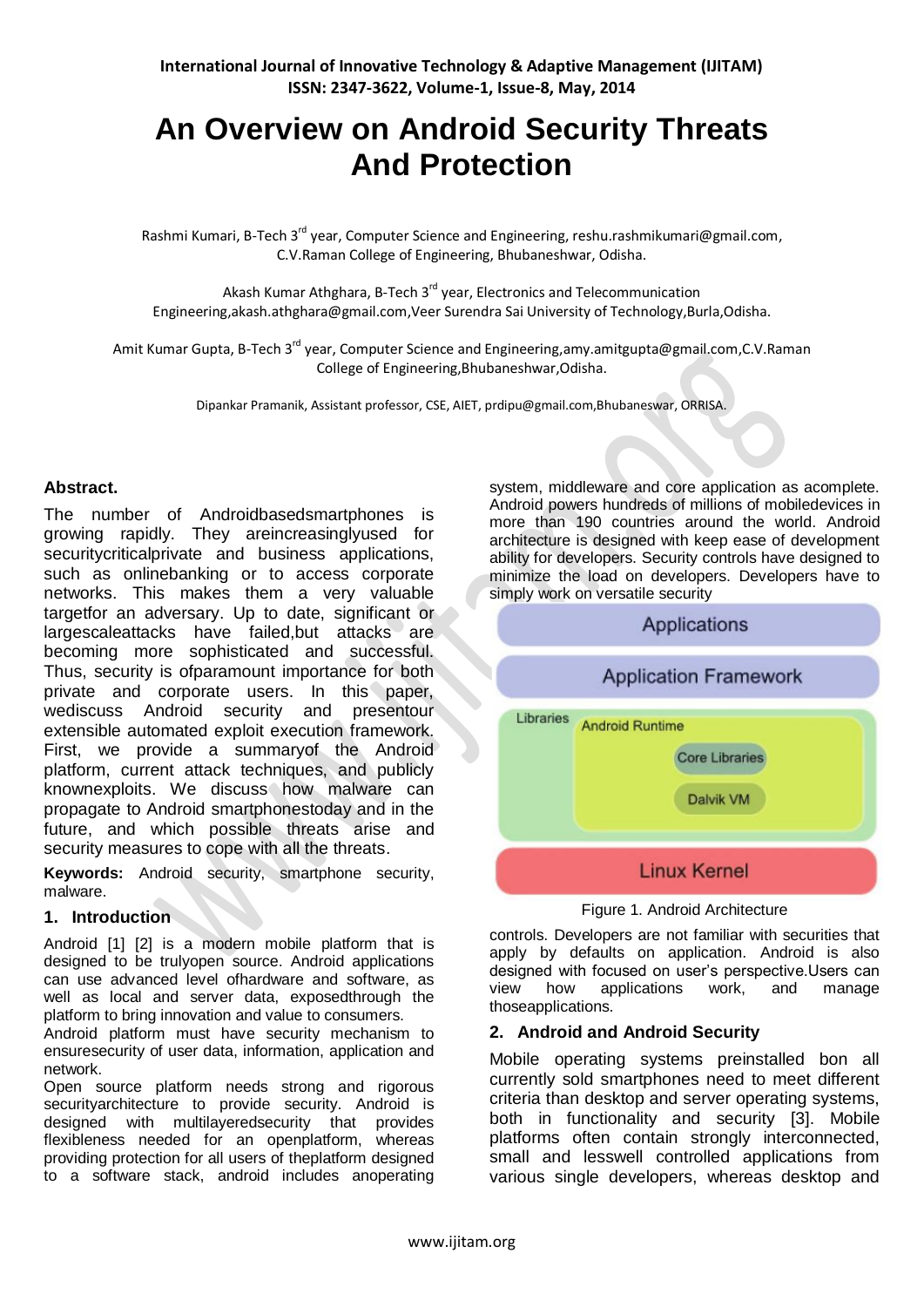# An Overview on Android Security Threats And Protection

Rashmi Kumari, B-Tech 3rd year, Computer Science and Engineering, reshu.rashmikumari@gmail.com, C.V.Raman College of Engineering, Bhubaneshwar, Odisha.

Akash Kumar Athghara, B-Tech 3rd year, Electronics and Telecommunication Engineering,akash.athghara@gmail.com,Veer Surendra Sai University of Technology,Burla,Odisha.

Amit Kumar Gupta, B-Tech 3rd year, Computer Science and Engineering,amy.amitgupta@gmail.com,C.V.Raman College of Engineering,Bhubaneshwar,Odisha.

Dipankar Pramanik, Assistant professor, CSE, AIET, prdipu@gmail.com,Bhubaneswar, ORRISA.

**Abstract.**

The number of Androidbasedsmartphones is growing rapidly. They areincreasinglyused for securitycriticalprivate and business applications, such as onlinebanking or to access corporate networks. This makes them a very valuable targetfor an adversary. Up to date, significant or largescaleattacks have failed,but attacks are becoming more sophisticated and successful. Thus, security is ofparamount importance for both private and corporate users. In this paper, wediscuss Android security and presentour extensible automated exploit execution framework. First, we provide a summaryof the Android platform, current attack techniques, and publicly knownexploits. We discuss how malware can propagate to Android smartphonestoday and in the future, and which possible threats arise and security measures to cope with all the threats.

**Keywords:** Android security, smartphone security, malware.

## 1. Introduction

Android [1] [2] is a modern mobile platform that is designed to be trulyopen source. Android applications can use advanced level ofhardware and software, as well as local and server data, exposedthrough the platform to bring innovation and value to consumers.
Android platform must have security mechanism to ensuresecurity of user data, information, application and network.
Open source platform needs strong and rigorous securityarchitecture to provide security. Android is designed with multilayeredsecurity that provides flexibleness needed for an openplatform, whereas providing protection for all users of theplatform designed to a software stack, android includes anoperating system, middleware and core application as acomplete. Android powers hundreds of millions of mobiledevices in more than 190 countries around the world. Android architecture is designed with keep ease of development ability for developers. Security controls have designed to minimize the load on developers. Developers have to simply work on versatile security

Figure 1. Android Architecture

controls. Developers are not familiar with securities that apply by defaults on application. Android is also designed with focused on user's perspective.Users can view how applications work, and manage thoseapplications.

## 2. Android and Android Security

Mobile operating systems preinstalled bon all currently sold smartphones need to meet different criteria than desktop and server operating systems, both in functionality and security [3]. Mobile platforms often contain strongly interconnected, small and lesswell controlled applications from various single developers, whereas desktop and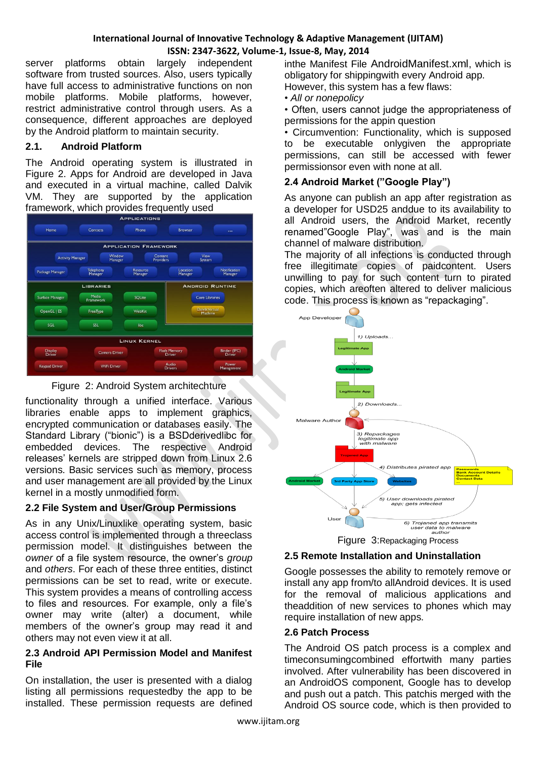server platforms obtain largely independent software from trusted sources. Also, users typically have full access to administrative functions on non mobile platforms. Mobile platforms, however, restrict administrative control through users. As a consequence, different approaches are deployed by the Android platform to maintain security.

## 2.1. Android Platform

The Android operating system is illustrated in Figure 2. Apps for Android are developed in Java and executed in a virtual machine, called Dalvik VM. They are supported by the application framework, which provides frequently used

Figure 2: Android System architechture

functionality through a unified interface. Various libraries enable apps to implement graphics, encrypted communication or databases easily. The Standard Library ("bionic") is a BSDderivedlibc for embedded devices. The respective Android releases' kernels are stripped down from Linux 2.6 versions. Basic services such as memory, process and user management are all provided by the Linux kernel in a mostly unmodified form.

## 2.2 File System and User/Group Permissions

As in any Unix/Linuxlike operating system, basic access control is implemented through a threeclass permission model. It distinguishes between the *owner* of a file system resource, the owner's *group* and *others*. For each of these three entities, distinct permissions can be set to read, write or execute. This system provides a means of controlling access to files and resources. For example, only a file's owner may write (alter) a document, while members of the owner's group may read it and others may not even view it at all.

## 2.3 Android API Permission Model and Manifest File

On installation, the user is presented with a dialog listing all permissions requestedby the app to be installed. These permission requests are defined inthe Manifest File AndroidManifest.xml, which is obligatory for shippingwith every Android app. However, this system has a few flaws:

- *All or nonepolicy*
- Often, users cannot judge the appropriateness of permissions for the appin question
- Circumvention: Functionality, which is supposed to be executable onlygiven the appropriate permissions, can still be accessed with fewer permissionsor even with none at all.

## 2.4 Android Market ("Google Play")

As anyone can publish an app after registration as a developer for USD25 anddue to its availability to all Android users, the Android Market, recently renamed"Google Play", was and is the main channel of malware distribution.

The majority of all infections is conducted through free illegitimate copies of paidcontent. Users unwilling to pay for such content turn to pirated copies, which areoften altered to deliver malicious code. This process is known as "repackaging".

Figure 3:Repackaging Process

## 2.5 Remote Installation and Uninstallation

Google possesses the ability to remotely remove or install any app from/to allAndroid devices. It is used for the removal of malicious applications and theaddition of new services to phones which may require installation of new apps.

## 2.6 Patch Process

The Android OS patch process is a complex and timeconsumingcombined effortwith many parties involved. After vulnerability has been discovered in an AndroidOS component, Google has to develop and push out a patch. This patchis merged with the Android OS source code, which is then provided to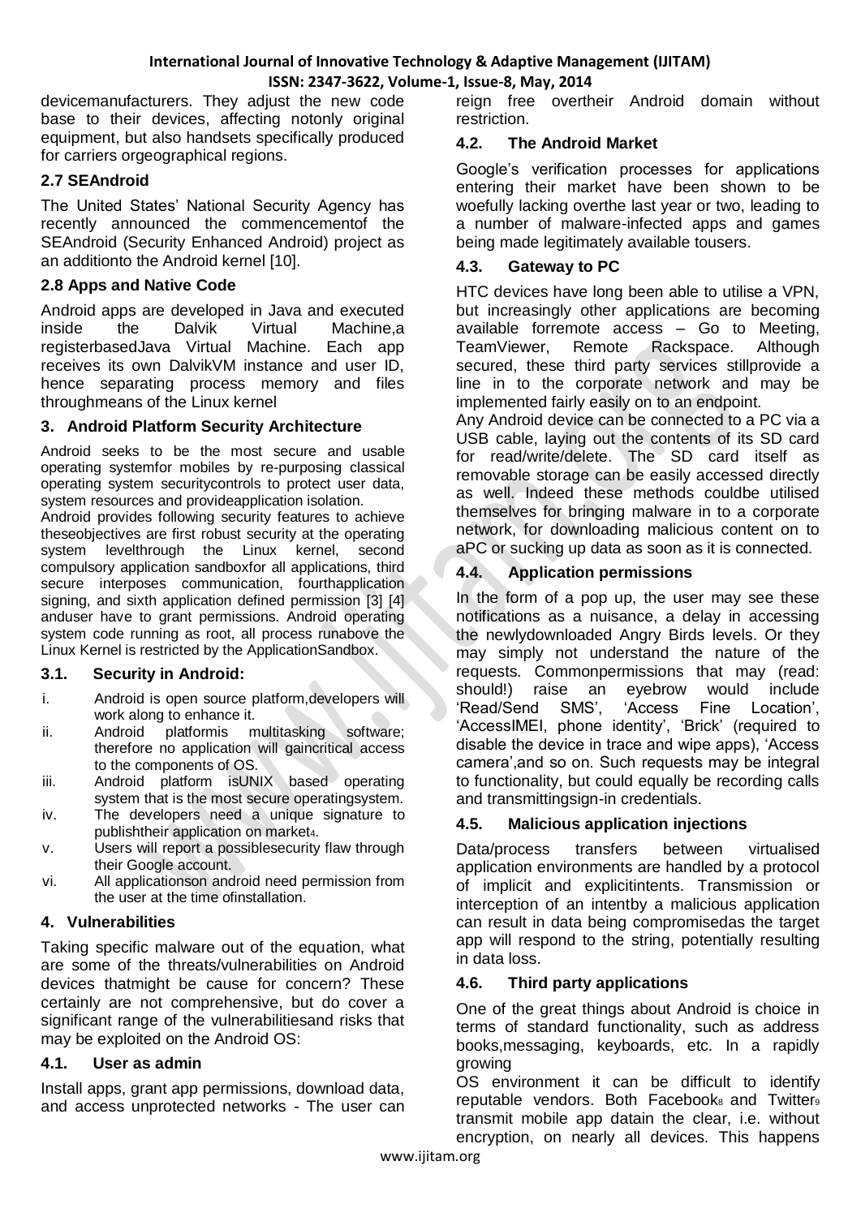devicemanufacturers. They adjust the new code base to their devices, affecting notonly original equipment, but also handsets specifically produced for carriers orgeographical regions.

### 2.7 SEAndroid

The United States' National Security Agency has recently announced the commencementof the SEAndroid (Security Enhanced Android) project as an additionto the Android kernel [10].

### 2.8 Apps and Native Code

Android apps are developed in Java and executed inside the Dalvik Virtual Machine,a registerbasedJava Virtual Machine. Each app receives its own DalvikVM instance and user ID, hence separating process memory and files throughmeans of the Linux kernel

## 3. Android Platform Security Architecture

Android seeks to be the most secure and usable operating systemfor mobiles by re-purposing classical operating system securitycontrols to protect user data, system resources and provideapplication isolation.

Android provides following security features to achieve theseobjectives are first robust security at the operating system levelthrough the Linux kernel, second compulsory application sandboxfor all applications, third secure interposes communication, fourthapplication signing, and sixth application defined permission [3] [4] anduser have to grant permissions. Android operating system code running as root, all process runabove the Linux Kernel is restricted by the ApplicationSandbox.

### 3.1. Security in Android:

i. Android is open source platform,developers will work along to enhance it.
ii. Android platformis multitasking software; therefore no application will gaincritical access to the components of OS.
iii. Android platform isUNIX based operating system that is the most secure operatingsystem.
iv. The developers need a unique signature to publishtheir application on market[4].
v. Users will report a possiblesecurity flaw through their Google account.
vi. All applicationson android need permission from the user at the time ofinstallation.

## 4. Vulnerabilities

Taking specific malware out of the equation, what are some of the threats/vulnerabilities on Android devices thatmight be cause for concern? These certainly are not comprehensive, but do cover a significant range of the vulnerabilitiesand risks that may be exploited on the Android OS:

### 4.1. User as admin

Install apps, grant app permissions, download data, and access unprotected networks - The user can reign free overtheir Android domain without restriction.

### 4.2. The Android Market

Google's verification processes for applications entering their market have been shown to be woefully lacking overthe last year or two, leading to a number of malware-infected apps and games being made legitimately available tousers.

### 4.3. Gateway to PC

HTC devices have long been able to utilise a VPN, but increasingly other applications are becoming available forremote access – Go to Meeting, TeamViewer, Remote Rackspace. Although secured, these third party services stillprovide a line in to the corporate network and may be implemented fairly easily on to an endpoint.

Any Android device can be connected to a PC via a USB cable, laying out the contents of its SD card for read/write/delete. The SD card itself as removable storage can be easily accessed directly as well. Indeed these methods couldbe utilised themselves for bringing malware in to a corporate network, for downloading malicious content on to aPC or sucking up data as soon as it is connected.

### 4.4. Application permissions

In the form of a pop up, the user may see these notifications as a nuisance, a delay in accessing the newlydownloaded Angry Birds levels. Or they may simply not understand the nature of the requests. Commonpermissions that may (read: should!) raise an eyebrow would include 'Read/Send SMS', 'Access Fine Location', 'AccessIMEI, phone identity', 'Brick' (required to disable the device in trace and wipe apps), 'Access camera',and so on. Such requests may be integral to functionality, but could equally be recording calls and transmittingsign-in credentials.

### 4.5. Malicious application injections

Data/process transfers between virtualised application environments are handled by a protocol of implicit and explicitintents. Transmission or interception of an intentby a malicious application can result in data being compromisedas the target app will respond to the string, potentially resulting in data loss.

### 4.6. Third party applications

One of the great things about Android is choice in terms of standard functionality, such as address books,messaging, keyboards, etc. In a rapidly growing

OS environment it can be difficult to identify reputable vendors. Both Facebook[8] and Twitter[9] transmit mobile app datain the clear, i.e. without encryption, on nearly all devices. This happens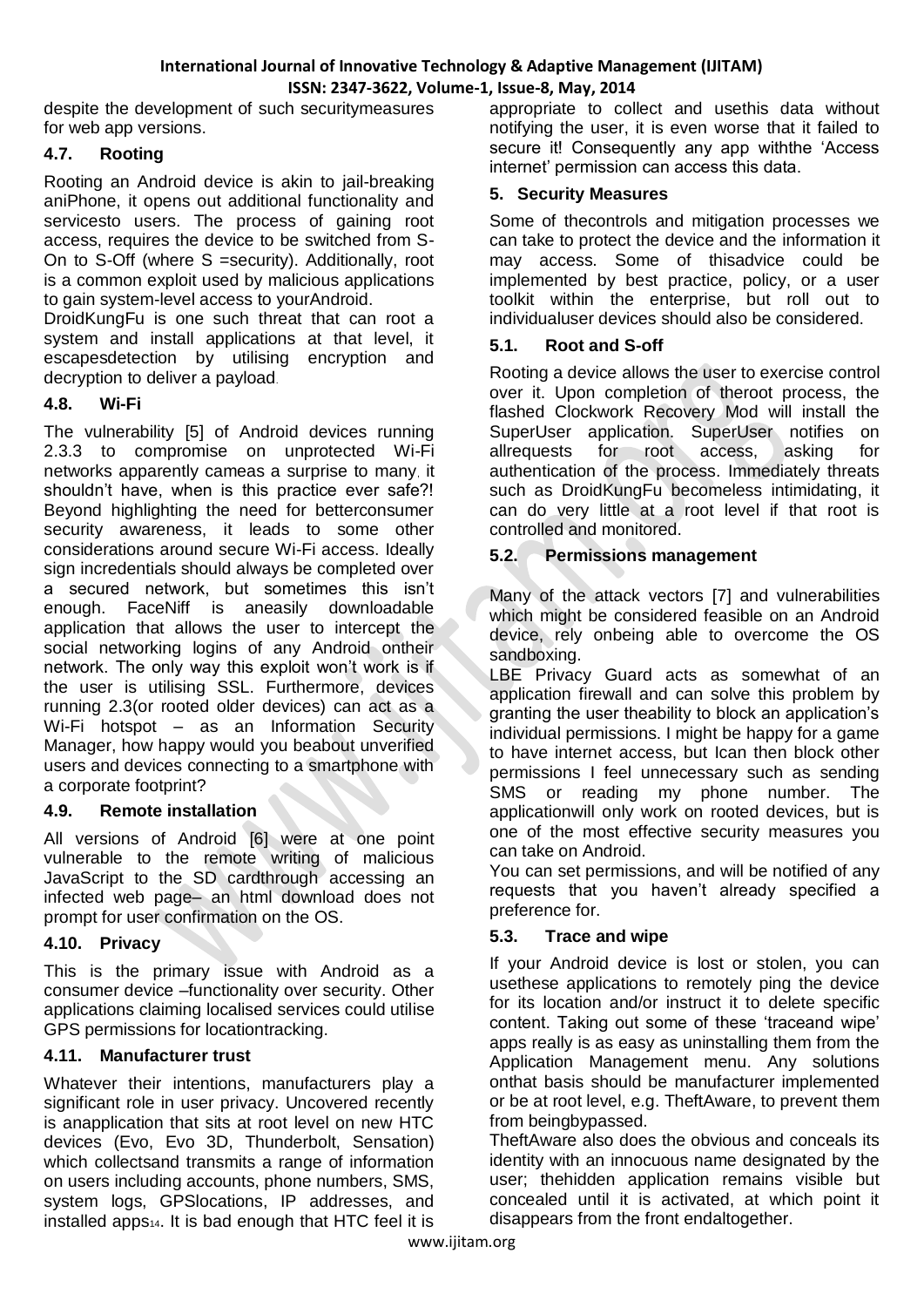despite the development of such securitymeasures for web app versions.

### 4.7. Rooting

Rooting an Android device is akin to jail-breaking aniPhone, it opens out additional functionality and servicesto users. The process of gaining root access, requires the device to be switched from S-On to S-Off (where S =security). Additionally, root is a common exploit used by malicious applications to gain system-level access to yourAndroid.

DroidKungFu is one such threat that can root a system and install applications at that level, it escapesdetection by utilising encryption and decryption to deliver a payload.

### 4.8. Wi-Fi

The vulnerability [5] of Android devices running 2.3.3 to compromise on unprotected Wi-Fi networks apparently cameas a surprise to many, it shouldn't have, when is this practice ever safe?! Beyond highlighting the need for betterconsumer security awareness, it leads to some other considerations around secure Wi-Fi access. Ideally sign incredentials should always be completed over a secured network, but sometimes this isn't enough. FaceNiff is aneasily downloadable application that allows the user to intercept the social networking logins of any Android ontheir network. The only way this exploit won't work is if the user is utilising SSL. Furthermore, devices running 2.3(or rooted older devices) can act as a Wi-Fi hotspot – as an Information Security Manager, how happy would you beabout unverified users and devices connecting to a smartphone with a corporate footprint?

### 4.9. Remote installation

All versions of Android [6] were at one point vulnerable to the remote writing of malicious JavaScript to the SD cardthrough accessing an infected web page– an html download does not prompt for user confirmation on the OS.

### 4.10. Privacy

This is the primary issue with Android as a consumer device –functionality over security. Other applications claiming localised services could utilise GPS permissions for locationtracking.

### 4.11. Manufacturer trust

Whatever their intentions, manufacturers play a significant role in user privacy. Uncovered recently is anapplication that sits at root level on new HTC devices (Evo, Evo 3D, Thunderbolt, Sensation) which collectsand transmits a range of information on users including accounts, phone numbers, SMS, system logs, GPSlocations, IP addresses, and installed apps[14]. It is bad enough that HTC feel it is appropriate to collect and usethis data without notifying the user, it is even worse that it failed to secure it! Consequently any app withthe 'Access internet' permission can access this data.

## 5. Security Measures

Some of thecontrols and mitigation processes we can take to protect the device and the information it may access. Some of thisadvice could be implemented by best practice, policy, or a user toolkit within the enterprise, but roll out to individualuser devices should also be considered.

### 5.1. Root and S-off

Rooting a device allows the user to exercise control over it. Upon completion of theroot process, the flashed Clockwork Recovery Mod will install the SuperUser application. SuperUser notifies on allrequests for root access, asking for authentication of the process. Immediately threats such as DroidKungFu becomeless intimidating, it can do very little at a root level if that root is controlled and monitored.

### 5.2. Permissions management

Many of the attack vectors [7] and vulnerabilities which might be considered feasible on an Android device, rely onbeing able to overcome the OS sandboxing.

LBE Privacy Guard acts as somewhat of an application firewall and can solve this problem by granting the user theability to block an application's individual permissions. I might be happy for a game to have internet access, but Ican then block other permissions I feel unnecessary such as sending SMS or reading my phone number. The applicationwill only work on rooted devices, but is one of the most effective security measures you can take on Android.

You can set permissions, and will be notified of any requests that you haven't already specified a preference for.

### 5.3. Trace and wipe

If your Android device is lost or stolen, you can usethese applications to remotely ping the device for its location and/or instruct it to delete specific content. Taking out some of these 'traceand wipe' apps really is as easy as uninstalling them from the Application Management menu. Any solutions onthat basis should be manufacturer implemented or be at root level, e.g. TheftAware, to prevent them from beingbypassed.

TheftAware also does the obvious and conceals its identity with an innocuous name designated by the user; thehidden application remains visible but concealed until it is activated, at which point it disappears from the front endaltogether.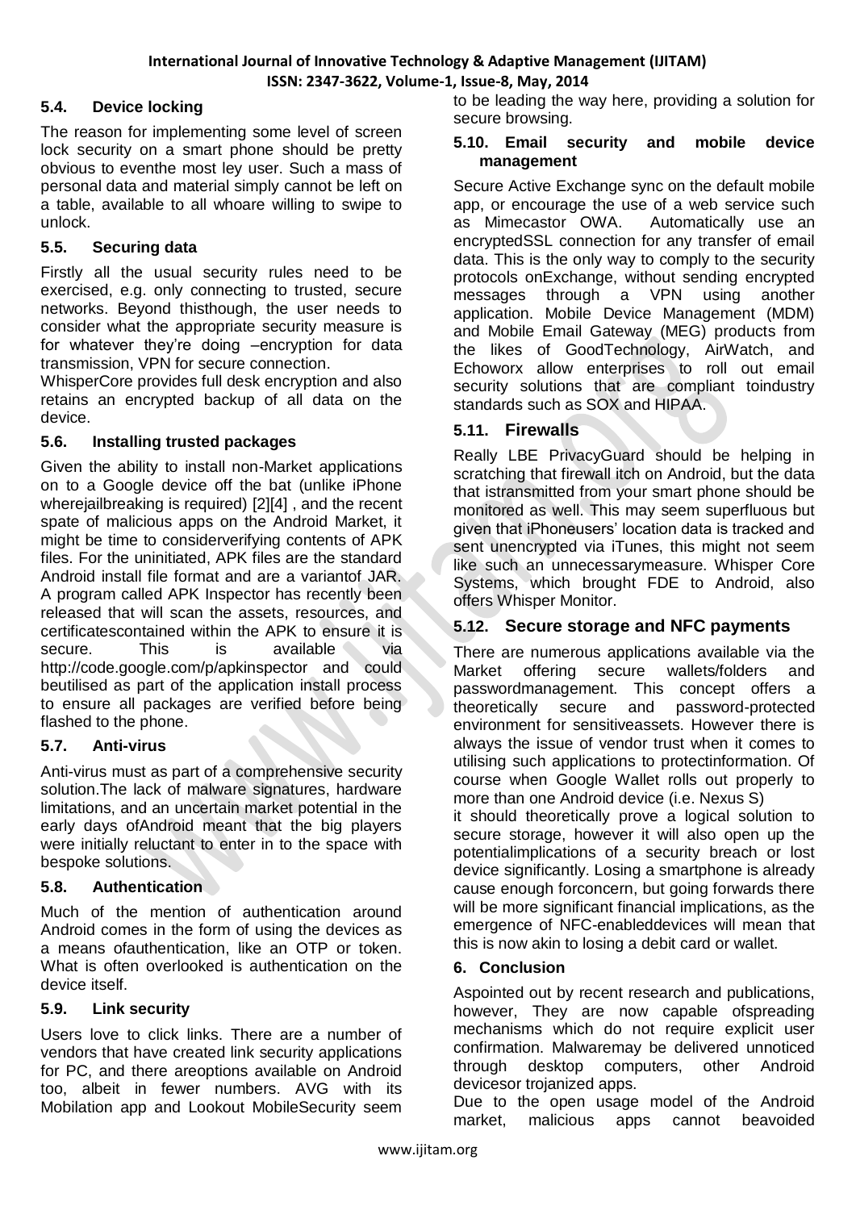### 5.4. Device locking

The reason for implementing some level of screen lock security on a smart phone should be pretty obvious to eventhe most ley user. Such a mass of personal data and material simply cannot be left on a table, available to all whoare willing to swipe to unlock.

### 5.5. Securing data

Firstly all the usual security rules need to be exercised, e.g. only connecting to trusted, secure networks. Beyond thisthough, the user needs to consider what the appropriate security measure is for whatever they're doing –encryption for data transmission, VPN for secure connection.

WhisperCore provides full desk encryption and also retains an encrypted backup of all data on the device.

### 5.6. Installing trusted packages

Given the ability to install non-Market applications on to a Google device off the bat (unlike iPhone wherejailbreaking is required) [2][4] , and the recent spate of malicious apps on the Android Market, it might be time to considerverifying contents of APK files. For the uninitiated, APK files are the standard Android install file format and are a variantof JAR. A program called APK Inspector has recently been released that will scan the assets, resources, and certificatescontained within the APK to ensure it is secure. This is available via http://code.google.com/p/apkinspector and could beutilised as part of the application install process to ensure all packages are verified before being flashed to the phone.

### 5.7. Anti-virus

Anti-virus must as part of a comprehensive security solution.The lack of malware signatures, hardware limitations, and an uncertain market potential in the early days ofAndroid meant that the big players were initially reluctant to enter in to the space with bespoke solutions.

### 5.8. Authentication

Much of the mention of authentication around Android comes in the form of using the devices as a means ofauthentication, like an OTP or token. What is often overlooked is authentication on the device itself.

### 5.9. Link security

Users love to click links. There are a number of vendors that have created link security applications for PC, and there areoptions available on Android too, albeit in fewer numbers. AVG with its Mobilation app and Lookout MobileSecurity seem to be leading the way here, providing a solution for secure browsing.

### 5.10. Email security and mobile device management

Secure Active Exchange sync on the default mobile app, or encourage the use of a web service such as Mimecastor OWA. Automatically use an encryptedSSL connection for any transfer of email data. This is the only way to comply to the security protocols onExchange, without sending encrypted messages through a VPN using another application. Mobile Device Management (MDM) and Mobile Email Gateway (MEG) products from the likes of GoodTechnology, AirWatch, and Echoworx allow enterprises to roll out email security solutions that are compliant toindustry standards such as SOX and HIPAA.

### 5.11. Firewalls

Really LBE PrivacyGuard should be helping in scratching that firewall itch on Android, but the data that istransmitted from your smart phone should be monitored as well. This may seem superfluous but given that iPhoneusers' location data is tracked and sent unencrypted via iTunes, this might not seem like such an unnecessarymeasure. Whisper Core Systems, which brought FDE to Android, also offers Whisper Monitor.

### 5.12. Secure storage and NFC payments

There are numerous applications available via the Market offering secure wallets/folders and passwordmanagement. This concept offers a theoretically secure and password-protected environment for sensitiveassets. However there is always the issue of vendor trust when it comes to utilising such applications to protectinformation. Of course when Google Wallet rolls out properly to more than one Android device (i.e. Nexus S)

it should theoretically prove a logical solution to secure storage, however it will also open up the potentialimplications of a security breach or lost device significantly. Losing a smartphone is already cause enough forconcern, but going forwards there will be more significant financial implications, as the emergence of NFC-enableddevices will mean that this is now akin to losing a debit card or wallet.

## 6. Conclusion

Aspointed out by recent research and publications, however, They are now capable ofspreading mechanisms which do not require explicit user confirmation. Malwaremay be delivered unnoticed through desktop computers, other Android devicesor trojanized apps.

Due to the open usage model of the Android market, malicious apps cannot beavoided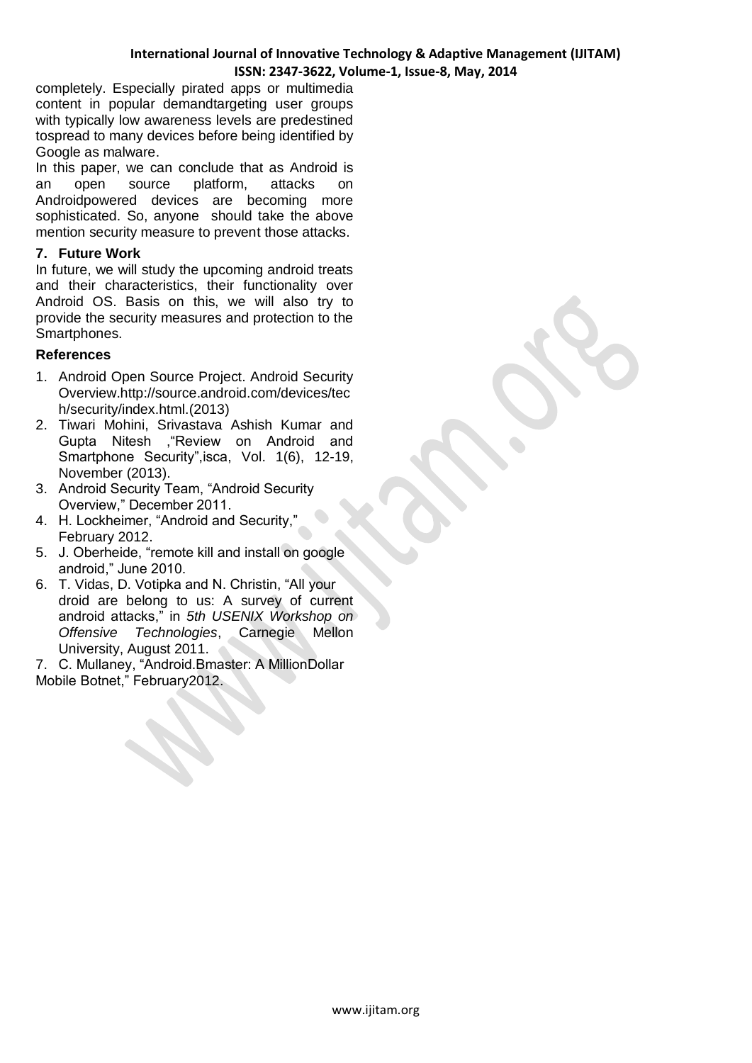completely. Especially pirated apps or multimedia content in popular demandtargeting user groups with typically low awareness levels are predestined tospread to many devices before being identified by Google as malware.

In this paper, we can conclude that as Android is an open source platform, attacks on Androidpowered devices are becoming more sophisticated. So, anyone should take the above mention security measure to prevent those attacks.

## 7. Future Work

In future, we will study the upcoming android treats and their characteristics, their functionality over Android OS. Basis on this, we will also try to provide the security measures and protection to the Smartphones.

## References

1. Android Open Source Project. Android Security Overview.http://source.android.com/devices/tech/security/index.html.(2013)
2. Tiwari Mohini, Srivastava Ashish Kumar and Gupta Nitesh ,"Review on Android and Smartphone Security",isca, Vol. 1(6), 12-19, November (2013).
3. Android Security Team, "Android Security Overview," December 2011.
4. H. Lockheimer, "Android and Security," February 2012.
5. J. Oberheide, "remote kill and install on google android," June 2010.
6. T. Vidas, D. Votipka and N. Christin, "All your droid are belong to us: A survey of current android attacks," in *5th USENIX Workshop on Offensive Technologies*, Carnegie Mellon University, August 2011.
7. C. Mullaney, "Android.Bmaster: A MillionDollar Mobile Botnet," February2012.